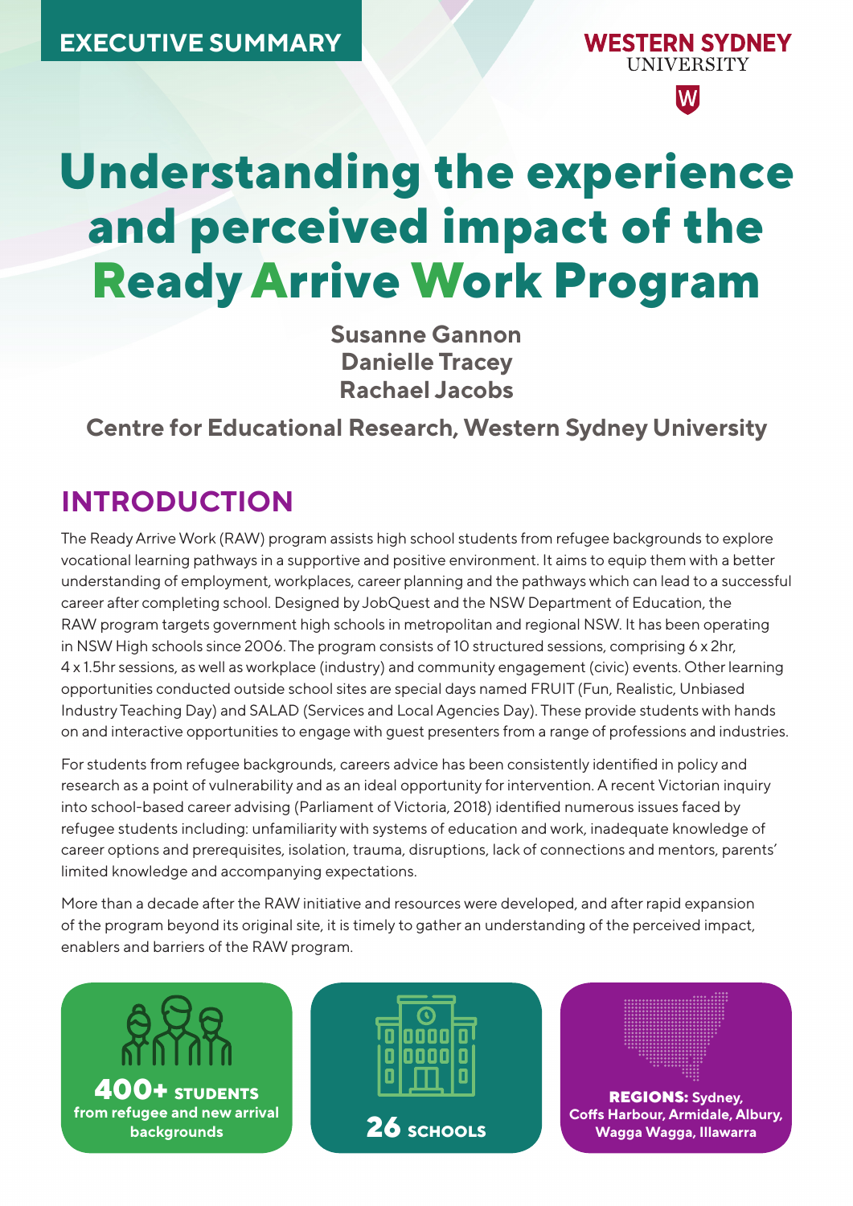EXECUTIVE SUMMARY

WESTERN SYDNEY UNIVERSITY

# Understanding the experience and perceived impact of the Ready Arrive Work Program

**Susanne Gannon**
**Danielle Tracey**
**Rachael Jacobs**

**Centre for Educational Research, Western Sydney University**

## INTRODUCTION

The Ready Arrive Work (RAW) program assists high school students from refugee backgrounds to explore vocational learning pathways in a supportive and positive environment. It aims to equip them with a better understanding of employment, workplaces, career planning and the pathways which can lead to a successful career after completing school. Designed by JobQuest and the NSW Department of Education, the RAW program targets government high schools in metropolitan and regional NSW. It has been operating in NSW High schools since 2006. The program consists of 10 structured sessions, comprising 6 x 2hr, 4 x 1.5hr sessions, as well as workplace (industry) and community engagement (civic) events. Other learning opportunities conducted outside school sites are special days named FRUIT (Fun, Realistic, Unbiased Industry Teaching Day) and SALAD (Services and Local Agencies Day). These provide students with hands on and interactive opportunities to engage with guest presenters from a range of professions and industries.

For students from refugee backgrounds, careers advice has been consistently identified in policy and research as a point of vulnerability and as an ideal opportunity for intervention. A recent Victorian inquiry into school-based career advising (Parliament of Victoria, 2018) identified numerous issues faced by refugee students including: unfamiliarity with systems of education and work, inadequate knowledge of career options and prerequisites, isolation, trauma, disruptions, lack of connections and mentors, parents' limited knowledge and accompanying expectations.

More than a decade after the RAW initiative and resources were developed, and after rapid expansion of the program beyond its original site, it is timely to gather an understanding of the perceived impact, enablers and barriers of the RAW program.

**400+ STUDENTS** from refugee and new arrival backgrounds

**26 SCHOOLS**

**REGIONS:** Sydney, Coffs Harbour, Armidale, Albury, Wagga Wagga, Illawarra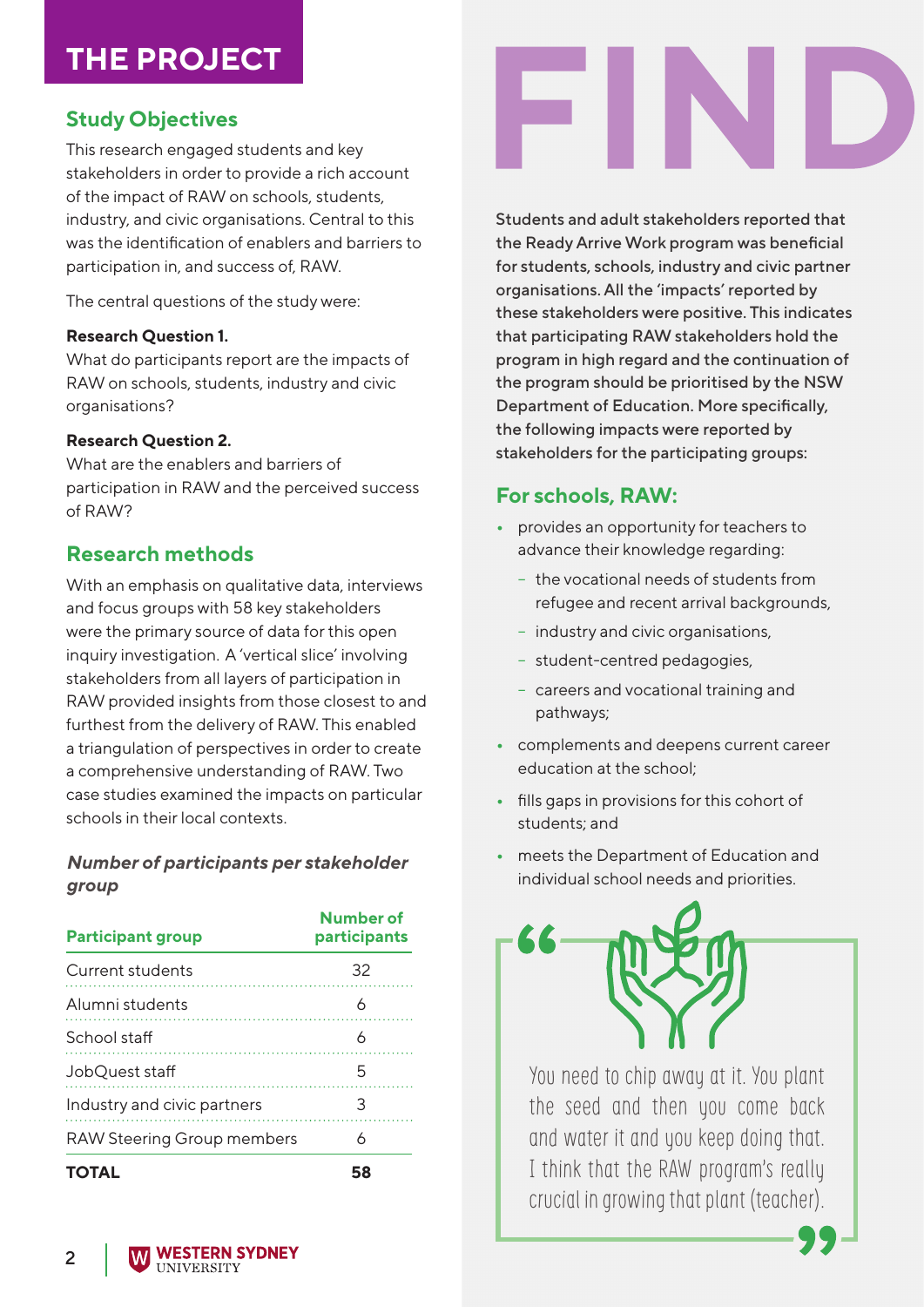# THE PROJECT

## Study Objectives

This research engaged students and key stakeholders in order to provide a rich account of the impact of RAW on schools, students, industry, and civic organisations. Central to this was the identification of enablers and barriers to participation in, and success of, RAW.

The central questions of the study were:

**Research Question 1.**
What do participants report are the impacts of RAW on schools, students, industry and civic organisations?

**Research Question 2.**
What are the enablers and barriers of participation in RAW and the perceived success of RAW?

## Research methods

With an emphasis on qualitative data, interviews and focus groups with 58 key stakeholders were the primary source of data for this open inquiry investigation. A 'vertical slice' involving stakeholders from all layers of participation in RAW provided insights from those closest to and furthest from the delivery of RAW. This enabled a triangulation of perspectives in order to create a comprehensive understanding of RAW. Two case studies examined the impacts on particular schools in their local contexts.

***Number of participants per stakeholder group***

| Participant group | Number of participants |
|---|---|
| Current students | 32 |
| Alumni students | 6 |
| School staff | 6 |
| JobQuest staff | 5 |
| Industry and civic partners | 3 |
| RAW Steering Group members | 6 |
| **TOTAL** | **58** |

# FIND

**Students and adult stakeholders reported that the Ready Arrive Work program was beneficial for students, schools, industry and civic partner organisations. All the 'impacts' reported by these stakeholders were positive. This indicates that participating RAW stakeholders hold the program in high regard and the continuation of the program should be prioritised by the NSW Department of Education. More specifically, the following impacts were reported by stakeholders for the participating groups:**

## For schools, RAW:

- provides an opportunity for teachers to advance their knowledge regarding:
  - the vocational needs of students from refugee and recent arrival backgrounds,
  - industry and civic organisations,
  - student-centred pedagogies,
  - careers and vocational training and pathways;
- complements and deepens current career education at the school;
- fills gaps in provisions for this cohort of students; and
- meets the Department of Education and individual school needs and priorities.

> You need to chip away at it. You plant the seed and then you come back and water it and you keep doing that. I think that the RAW program's really crucial in growing that plant (teacher).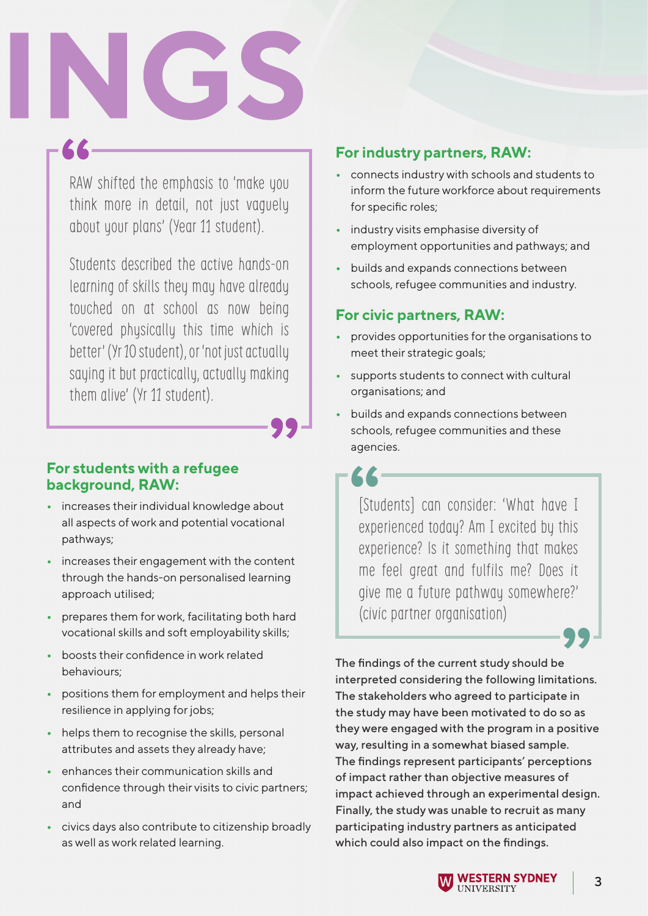INGS

> RAW shifted the emphasis to 'make you think more in detail, not just vaguely about your plans' (Year 11 student).
>
> Students described the active hands-on learning of skills they may have already touched on at school as now being 'covered physically this time which is better' (Yr 10 student), or 'not just actually saying it but practically, actually making them alive' (Yr 11 student).

### For students with a refugee background, RAW:

- increases their individual knowledge about all aspects of work and potential vocational pathways;
- increases their engagement with the content through the hands-on personalised learning approach utilised;
- prepares them for work, facilitating both hard vocational skills and soft employability skills;
- boosts their confidence in work related behaviours;
- positions them for employment and helps their resilience in applying for jobs;
- helps them to recognise the skills, personal attributes and assets they already have;
- enhances their communication skills and confidence through their visits to civic partners; and
- civics days also contribute to citizenship broadly as well as work related learning.

### For industry partners, RAW:

- connects industry with schools and students to inform the future workforce about requirements for specific roles;
- industry visits emphasise diversity of employment opportunities and pathways; and
- builds and expands connections between schools, refugee communities and industry.

### For civic partners, RAW:

- provides opportunities for the organisations to meet their strategic goals;
- supports students to connect with cultural organisations; and
- builds and expands connections between schools, refugee communities and these agencies.

> [Students] can consider: 'What have I experienced today? Am I excited by this experience? Is it something that makes me feel great and fulfils me? Does it give me a future pathway somewhere?' (civic partner organisation)

The findings of the current study should be interpreted considering the following limitations. The stakeholders who agreed to participate in the study may have been motivated to do so as they were engaged with the program in a positive way, resulting in a somewhat biased sample. The findings represent participants' perceptions of impact rather than objective measures of impact achieved through an experimental design. Finally, the study was unable to recruit as many participating industry partners as anticipated which could also impact on the findings.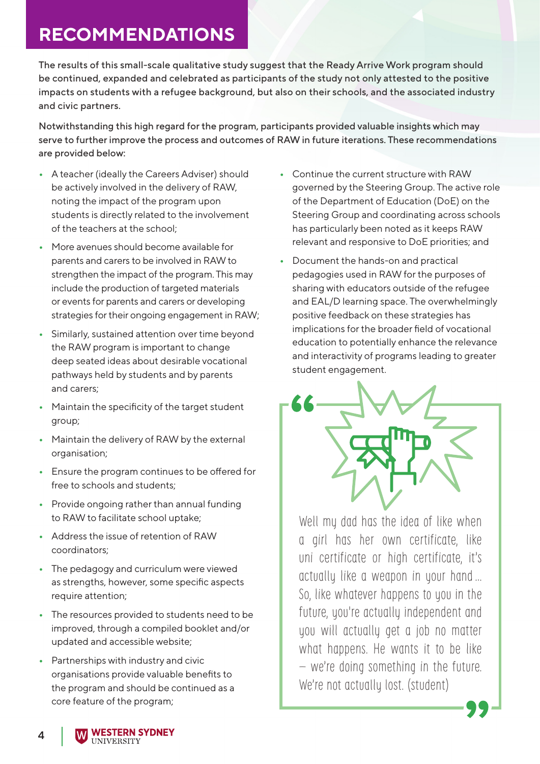# RECOMMENDATIONS

The results of this small-scale qualitative study suggest that the Ready Arrive Work program should be continued, expanded and celebrated as participants of the study not only attested to the positive impacts on students with a refugee background, but also on their schools, and the associated industry and civic partners.

Notwithstanding this high regard for the program, participants provided valuable insights which may serve to further improve the process and outcomes of RAW in future iterations. These recommendations are provided below:

- A teacher (ideally the Careers Adviser) should be actively involved in the delivery of RAW, noting the impact of the program upon students is directly related to the involvement of the teachers at the school;
- More avenues should become available for parents and carers to be involved in RAW to strengthen the impact of the program. This may include the production of targeted materials or events for parents and carers or developing strategies for their ongoing engagement in RAW;
- Similarly, sustained attention over time beyond the RAW program is important to change deep seated ideas about desirable vocational pathways held by students and by parents and carers;
- Maintain the specificity of the target student group;
- Maintain the delivery of RAW by the external organisation;
- Ensure the program continues to be offered for free to schools and students;
- Provide ongoing rather than annual funding to RAW to facilitate school uptake;
- Address the issue of retention of RAW coordinators;
- The pedagogy and curriculum were viewed as strengths, however, some specific aspects require attention;
- The resources provided to students need to be improved, through a compiled booklet and/or updated and accessible website;
- Partnerships with industry and civic organisations provide valuable benefits to the program and should be continued as a core feature of the program;
- Continue the current structure with RAW governed by the Steering Group. The active role of the Department of Education (DoE) on the Steering Group and coordinating across schools has particularly been noted as it keeps RAW relevant and responsive to DoE priorities; and
- Document the hands-on and practical pedagogies used in RAW for the purposes of sharing with educators outside of the refugee and EAL/D learning space. The overwhelmingly positive feedback on these strategies has implications for the broader field of vocational education to potentially enhance the relevance and interactivity of programs leading to greater student engagement.

> Well my dad has the idea of like when a girl has her own certificate, like uni certificate or high certificate, it's actually like a weapon in your hand… So, like whatever happens to you in the future, you're actually independent and you will actually get a job no matter what happens. He wants it to be like – we're doing something in the future. We're not actually lost. (student)